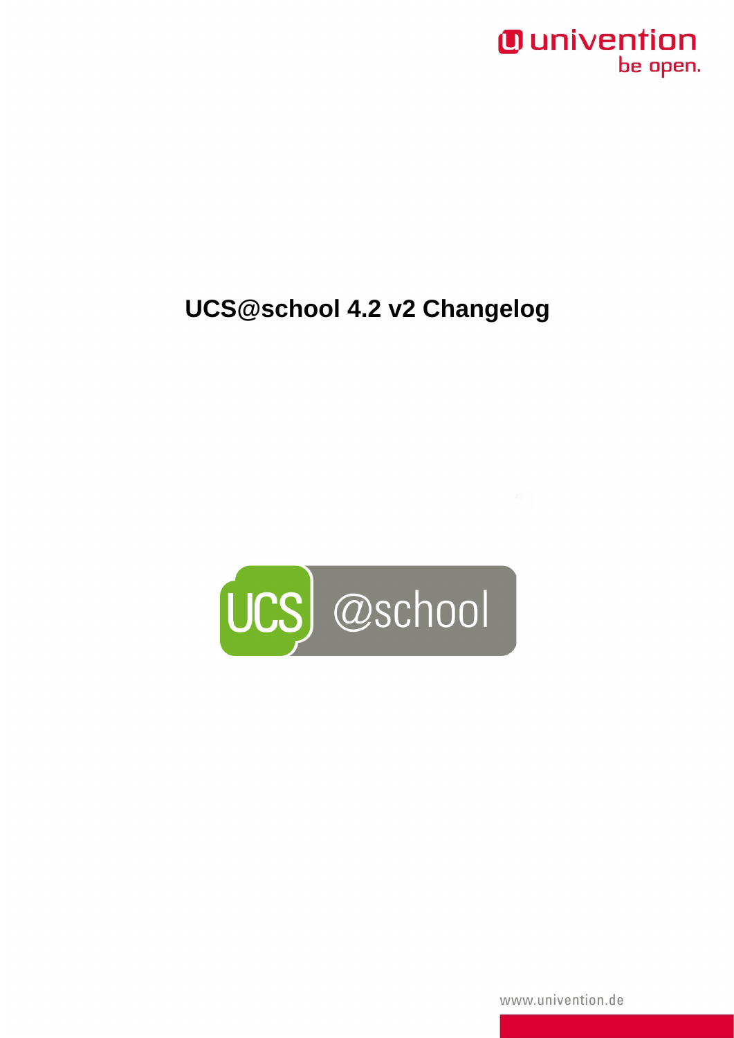# UCS@school 4.2 v2 Changelog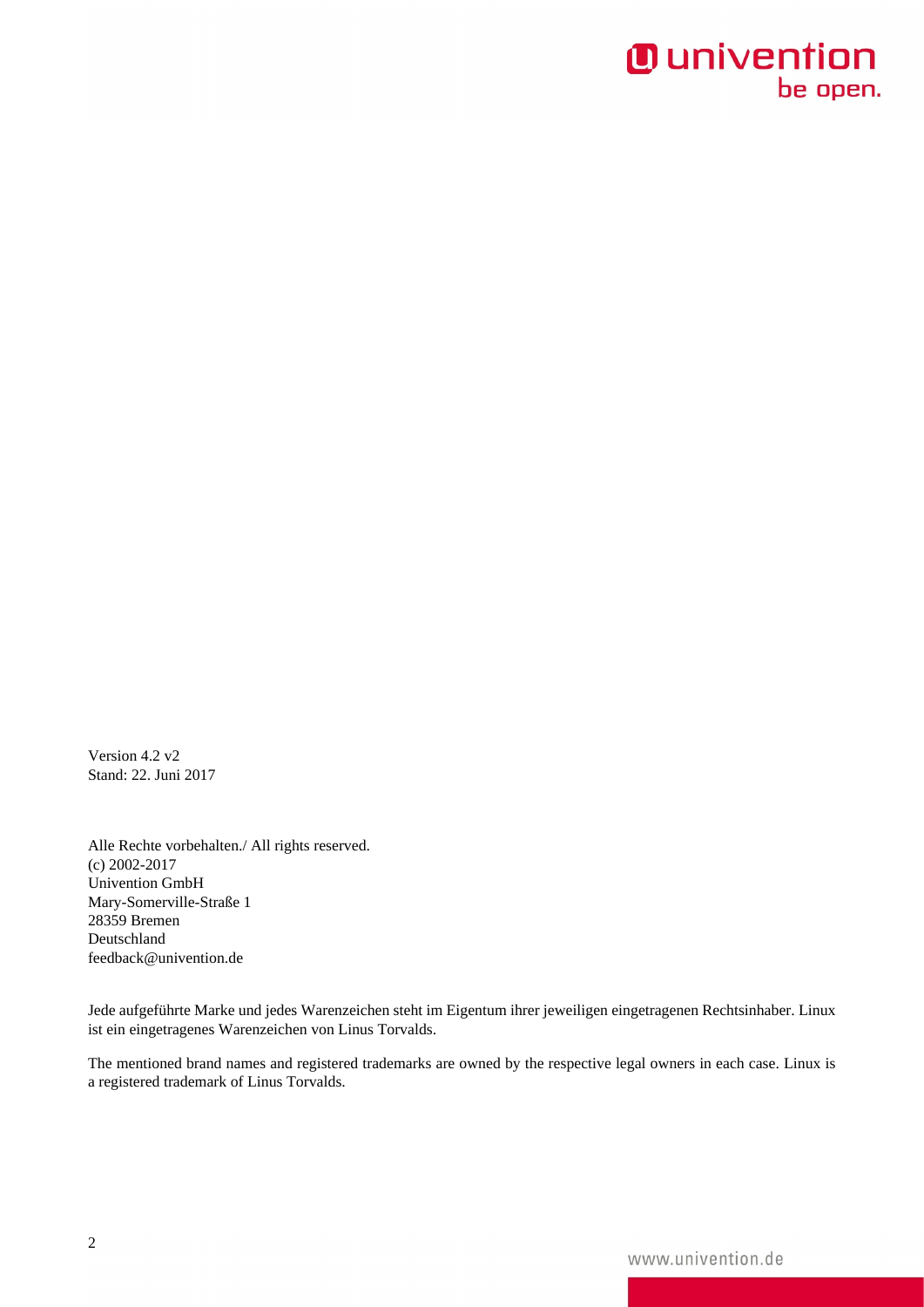Version 4.2 v2
Stand: 22. Juni 2017

Alle Rechte vorbehalten./ All rights reserved.
(c) 2002-2017
Univention GmbH
Mary-Somerville-Straße 1
28359 Bremen
Deutschland
feedback@univention.de

Jede aufgeführte Marke und jedes Warenzeichen steht im Eigentum ihrer jeweiligen eingetragenen Rechtsinhaber. Linux ist ein eingetragenes Warenzeichen von Linus Torvalds.

The mentioned brand names and registered trademarks are owned by the respective legal owners in each case. Linux is a registered trademark of Linus Torvalds.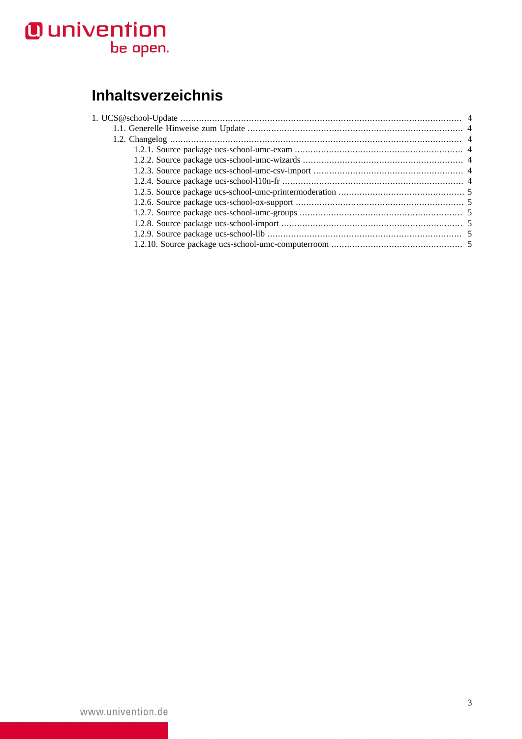# Inhaltsverzeichnis

1. UCS@school-Update ..... 4
   - 1.1. Generelle Hinweise zum Update ..... 4
   - 1.2. Changelog ..... 4
     - 1.2.1. Source package ucs-school-umc-exam ..... 4
     - 1.2.2. Source package ucs-school-umc-wizards ..... 4
     - 1.2.3. Source package ucs-school-umc-csv-import ..... 4
     - 1.2.4. Source package ucs-school-l10n-fr ..... 4
     - 1.2.5. Source package ucs-school-umc-printermoderation ..... 5
     - 1.2.6. Source package ucs-school-ox-support ..... 5
     - 1.2.7. Source package ucs-school-umc-groups ..... 5
     - 1.2.8. Source package ucs-school-import ..... 5
     - 1.2.9. Source package ucs-school-lib ..... 5
     - 1.2.10. Source package ucs-school-umc-computerroom ..... 5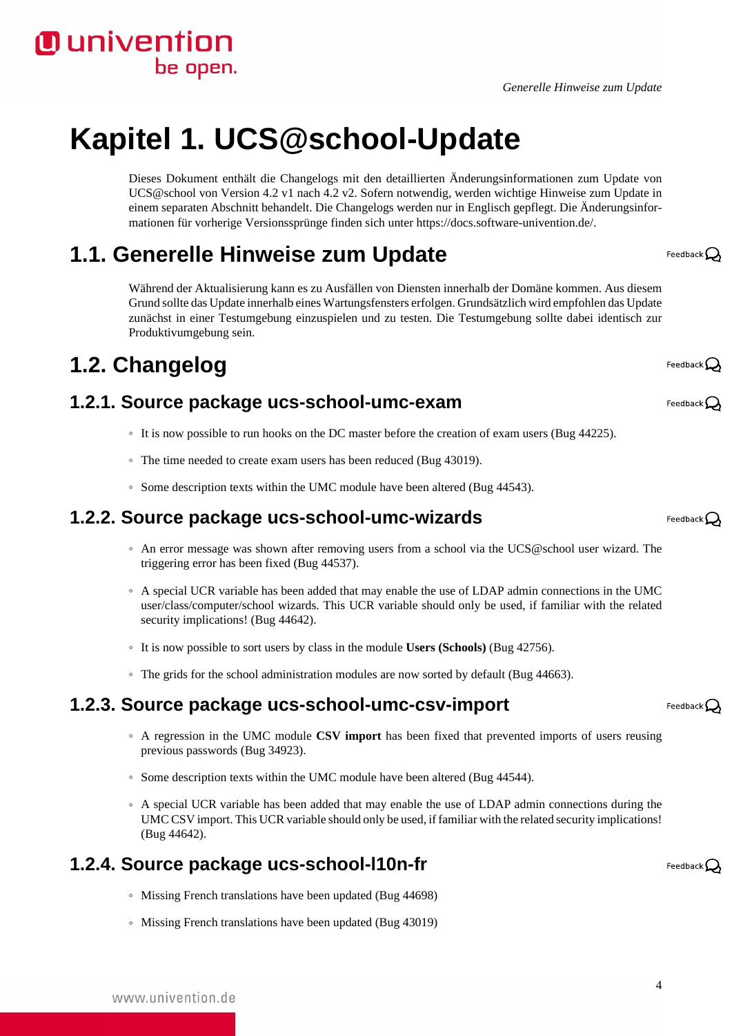# Kapitel 1. UCS@school-Update

Dieses Dokument enthält die Changelogs mit den detaillierten Änderungsinformationen zum Update von UCS@school von Version 4.2 v1 nach 4.2 v2. Sofern notwendig, werden wichtige Hinweise zum Update in einem separaten Abschnitt behandelt. Die Changelogs werden nur in Englisch gepflegt. Die Änderungsinformationen für vorherige Versionssprünge finden sich unter https://docs.software-univention.de/.

## 1.1. Generelle Hinweise zum Update

Während der Aktualisierung kann es zu Ausfällen von Diensten innerhalb der Domäne kommen. Aus diesem Grund sollte das Update innerhalb eines Wartungsfensters erfolgen. Grundsätzlich wird empfohlen das Update zunächst in einer Testumgebung einzuspielen und zu testen. Die Testumgebung sollte dabei identisch zur Produktivumgebung sein.

## 1.2. Changelog

### 1.2.1. Source package ucs-school-umc-exam

- It is now possible to run hooks on the DC master before the creation of exam users (Bug 44225).
- The time needed to create exam users has been reduced (Bug 43019).
- Some description texts within the UMC module have been altered (Bug 44543).

### 1.2.2. Source package ucs-school-umc-wizards

- An error message was shown after removing users from a school via the UCS@school user wizard. The triggering error has been fixed (Bug 44537).
- A special UCR variable has been added that may enable the use of LDAP admin connections in the UMC user/class/computer/school wizards. This UCR variable should only be used, if familiar with the related security implications! (Bug 44642).
- It is now possible to sort users by class in the module **Users (Schools)** (Bug 42756).
- The grids for the school administration modules are now sorted by default (Bug 44663).

### 1.2.3. Source package ucs-school-umc-csv-import

- A regression in the UMC module **CSV import** has been fixed that prevented imports of users reusing previous passwords (Bug 34923).
- Some description texts within the UMC module have been altered (Bug 44544).
- A special UCR variable has been added that may enable the use of LDAP admin connections during the UMC CSV import. This UCR variable should only be used, if familiar with the related security implications! (Bug 44642).

### 1.2.4. Source package ucs-school-l10n-fr

- Missing French translations have been updated (Bug 44698)
- Missing French translations have been updated (Bug 43019)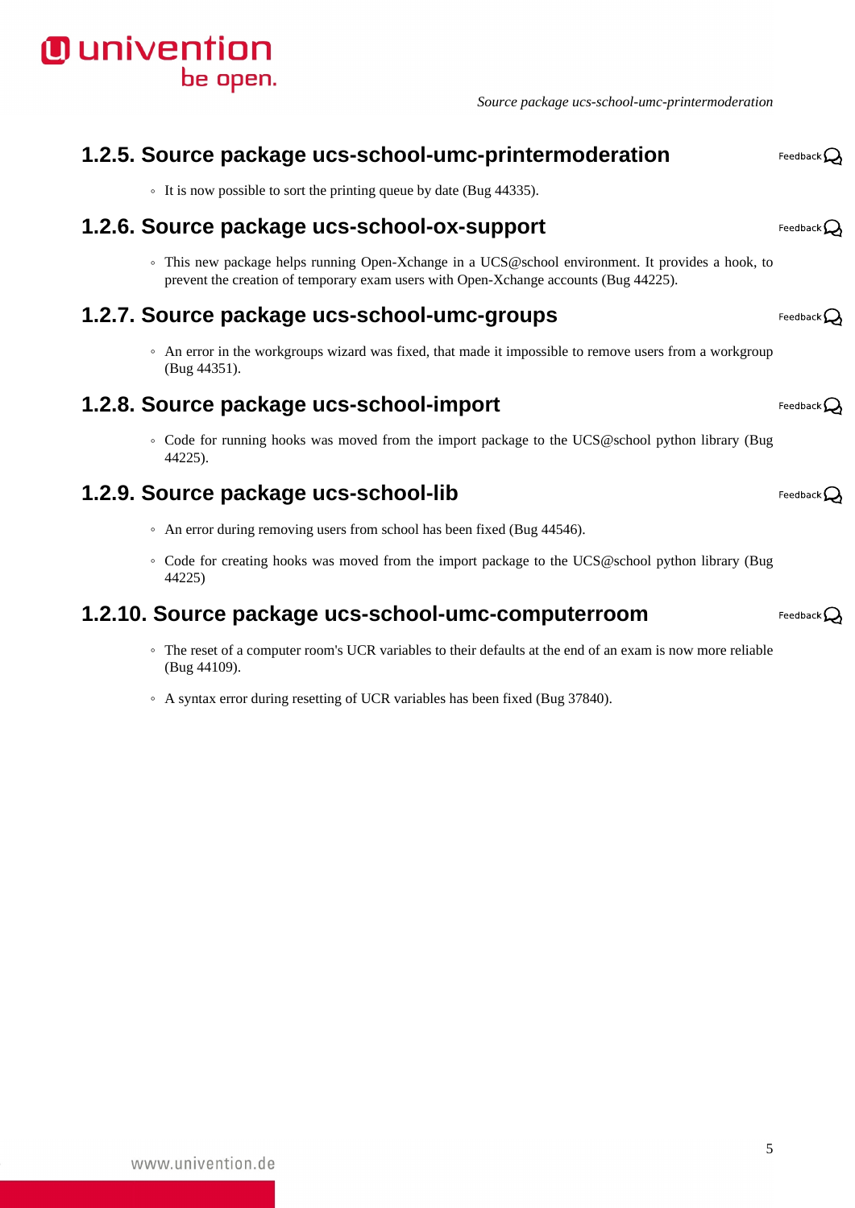### 1.2.5. Source package ucs-school-umc-printermoderation

- It is now possible to sort the printing queue by date (Bug 44335).

### 1.2.6. Source package ucs-school-ox-support

- This new package helps running Open-Xchange in a UCS@school environment. It provides a hook, to prevent the creation of temporary exam users with Open-Xchange accounts (Bug 44225).

### 1.2.7. Source package ucs-school-umc-groups

- An error in the workgroups wizard was fixed, that made it impossible to remove users from a workgroup (Bug 44351).

### 1.2.8. Source package ucs-school-import

- Code for running hooks was moved from the import package to the UCS@school python library (Bug 44225).

### 1.2.9. Source package ucs-school-lib

- An error during removing users from school has been fixed (Bug 44546).
- Code for creating hooks was moved from the import package to the UCS@school python library (Bug 44225)

### 1.2.10. Source package ucs-school-umc-computerroom

- The reset of a computer room's UCR variables to their defaults at the end of an exam is now more reliable (Bug 44109).
- A syntax error during resetting of UCR variables has been fixed (Bug 37840).